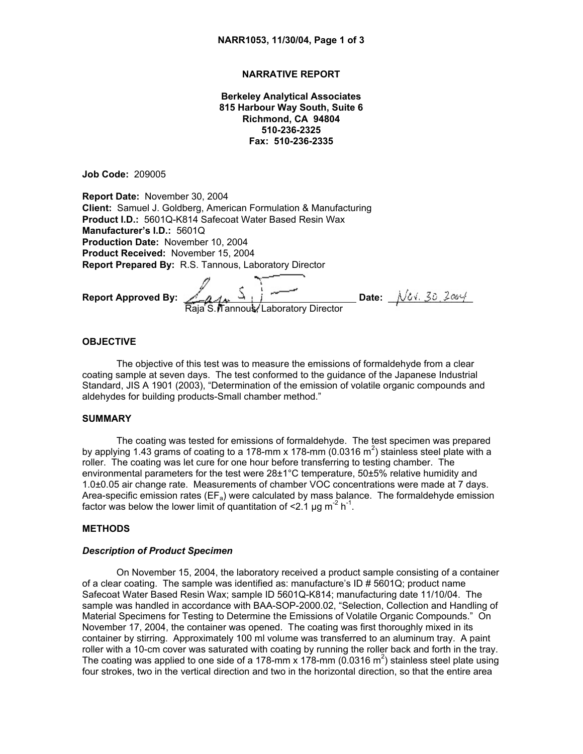# NARRATIVE REPORT

**Berkeley Analytical Associates**
**815 Harbour Way South, Suite 6**
**Richmond, CA 94804**
**510-236-2325**
**Fax: 510-236-2335**

**Job Code:** 209005

**Report Date:** November 30, 2004
**Client:** Samuel J. Goldberg, American Formulation & Manufacturing
**Product I.D.:** 5601Q-K814 Safecoat Water Based Resin Wax
**Manufacturer's I.D.:** 5601Q
**Production Date:** November 10, 2004
**Product Received:** November 15, 2004
**Report Prepared By:** R.S. Tannous, Laboratory Director

**Report Approved By:** Raja S. Tannous, Laboratory Director **Date:** Nov. 30, 2004

## OBJECTIVE

The objective of this test was to measure the emissions of formaldehyde from a clear coating sample at seven days. The test conformed to the guidance of the Japanese Industrial Standard, JIS A 1901 (2003), "Determination of the emission of volatile organic compounds and aldehydes for building products-Small chamber method."

## SUMMARY

The coating was tested for emissions of formaldehyde. The test specimen was prepared by applying 1.43 grams of coating to a 178-mm x 178-mm (0.0316 $m^2$) stainless steel plate with a roller. The coating was let cure for one hour before transferring to testing chamber. The environmental parameters for the test were 28±1°C temperature, 50±5% relative humidity and 1.0±0.05 air change rate. Measurements of chamber VOC concentrations were made at 7 days. Area-specific emission rates ($EF_a$) were calculated by mass balance. The formaldehyde emission factor was below the lower limit of quantitation of <2.1 µg $m^{-2}$ $h^{-1}$.

## METHODS

### *Description of Product Specimen*

On November 15, 2004, the laboratory received a product sample consisting of a container of a clear coating. The sample was identified as: manufacture's ID # 5601Q; product name Safecoat Water Based Resin Wax; sample ID 5601Q-K814; manufacturing date 11/10/04. The sample was handled in accordance with BAA-SOP-2000.02, "Selection, Collection and Handling of Material Specimens for Testing to Determine the Emissions of Volatile Organic Compounds." On November 17, 2004, the container was opened. The coating was first thoroughly mixed in its container by stirring. Approximately 100 ml volume was transferred to an aluminum tray. A paint roller with a 10-cm cover was saturated with coating by running the roller back and forth in the tray. The coating was applied to one side of a 178-mm x 178-mm (0.0316 $m^2$) stainless steel plate using four strokes, two in the vertical direction and two in the horizontal direction, so that the entire area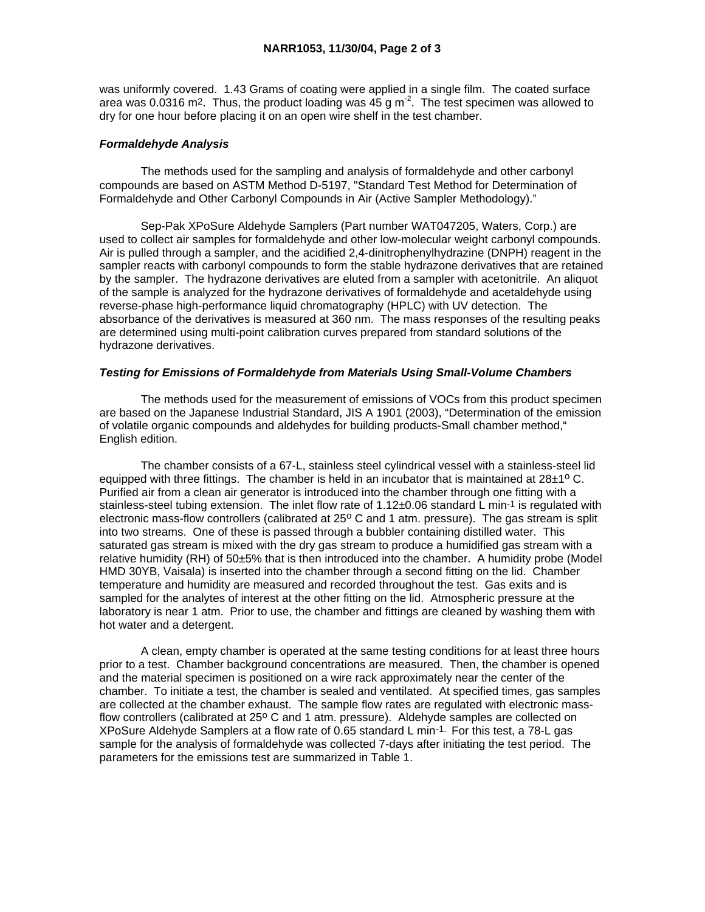was uniformly covered. 1.43 Grams of coating were applied in a single film. The coated surface area was 0.0316 $m^2$. Thus, the product loading was 45 g $m^{-2}$. The test specimen was allowed to dry for one hour before placing it on an open wire shelf in the test chamber.

***Formaldehyde Analysis***

The methods used for the sampling and analysis of formaldehyde and other carbonyl compounds are based on ASTM Method D-5197, "Standard Test Method for Determination of Formaldehyde and Other Carbonyl Compounds in Air (Active Sampler Methodology)."

Sep-Pak XPoSure Aldehyde Samplers (Part number WAT047205, Waters, Corp.) are used to collect air samples for formaldehyde and other low-molecular weight carbonyl compounds. Air is pulled through a sampler, and the acidified 2,4-dinitrophenylhydrazine (DNPH) reagent in the sampler reacts with carbonyl compounds to form the stable hydrazone derivatives that are retained by the sampler. The hydrazone derivatives are eluted from a sampler with acetonitrile. An aliquot of the sample is analyzed for the hydrazone derivatives of formaldehyde and acetaldehyde using reverse-phase high-performance liquid chromatography (HPLC) with UV detection. The absorbance of the derivatives is measured at 360 nm. The mass responses of the resulting peaks are determined using multi-point calibration curves prepared from standard solutions of the hydrazone derivatives.

***Testing for Emissions of Formaldehyde from Materials Using Small-Volume Chambers***

The methods used for the measurement of emissions of VOCs from this product specimen are based on the Japanese Industrial Standard, JIS A 1901 (2003), "Determination of the emission of volatile organic compounds and aldehydes for building products-Small chamber method," English edition.

The chamber consists of a 67-L, stainless steel cylindrical vessel with a stainless-steel lid equipped with three fittings. The chamber is held in an incubator that is maintained at 28±1º C. Purified air from a clean air generator is introduced into the chamber through one fitting with a stainless-steel tubing extension. The inlet flow rate of 1.12±0.06 standard L $min^{-1}$ is regulated with electronic mass-flow controllers (calibrated at 25º C and 1 atm. pressure). The gas stream is split into two streams. One of these is passed through a bubbler containing distilled water. This saturated gas stream is mixed with the dry gas stream to produce a humidified gas stream with a relative humidity (RH) of 50±5% that is then introduced into the chamber. A humidity probe (Model HMD 30YB, Vaisala) is inserted into the chamber through a second fitting on the lid. Chamber temperature and humidity are measured and recorded throughout the test. Gas exits and is sampled for the analytes of interest at the other fitting on the lid. Atmospheric pressure at the laboratory is near 1 atm. Prior to use, the chamber and fittings are cleaned by washing them with hot water and a detergent.

A clean, empty chamber is operated at the same testing conditions for at least three hours prior to a test. Chamber background concentrations are measured. Then, the chamber is opened and the material specimen is positioned on a wire rack approximately near the center of the chamber. To initiate a test, the chamber is sealed and ventilated. At specified times, gas samples are collected at the chamber exhaust. The sample flow rates are regulated with electronic mass-flow controllers (calibrated at 25º C and 1 atm. pressure). Aldehyde samples are collected on XPoSure Aldehyde Samplers at a flow rate of 0.65 standard L $min^{-1}$. For this test, a 78-L gas sample for the analysis of formaldehyde was collected 7-days after initiating the test period. The parameters for the emissions test are summarized in Table 1.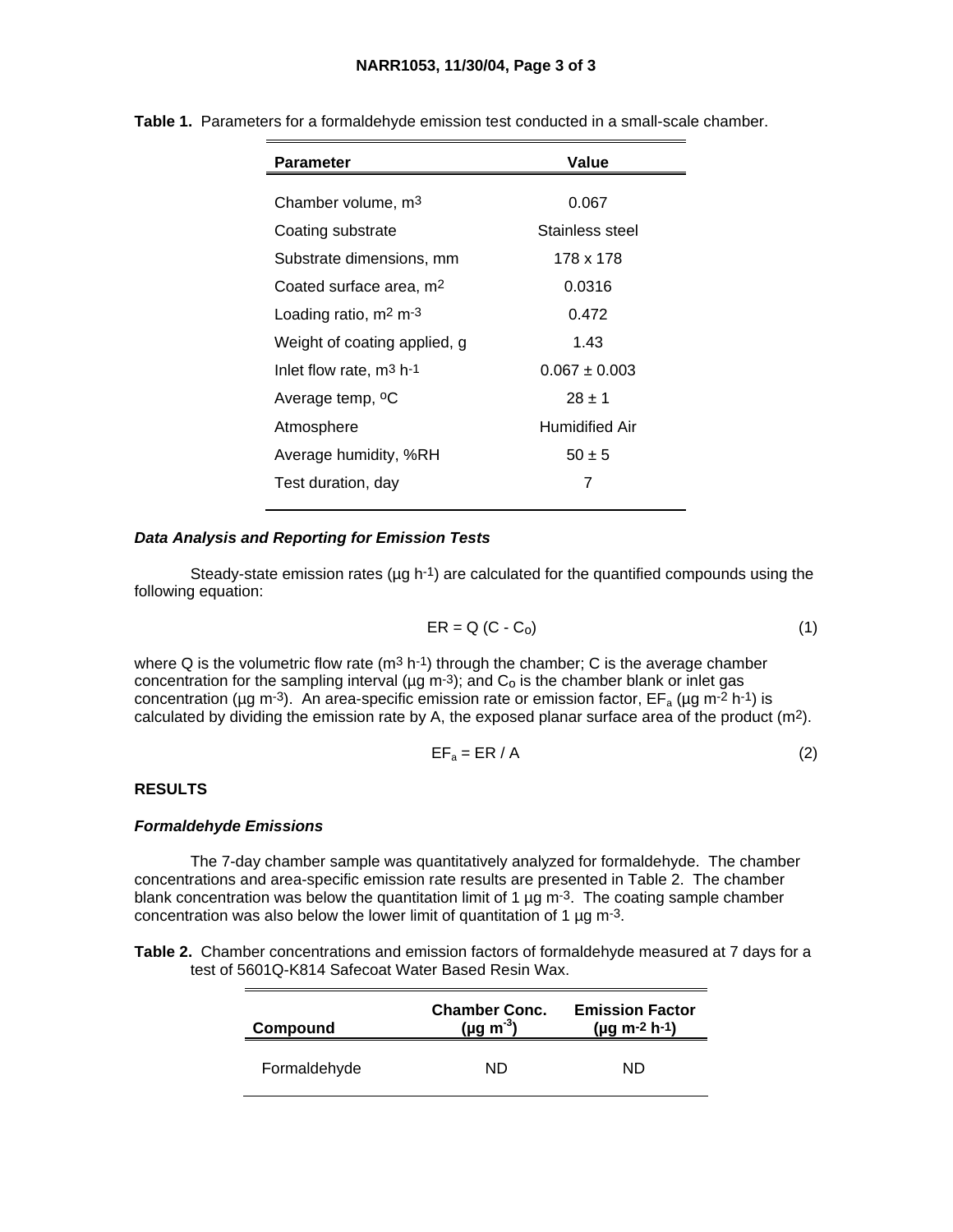**Table 1.** Parameters for a formaldehyde emission test conducted in a small-scale chamber.

| Parameter | Value |
| --- | --- |
| Chamber volume, $m^3$ | 0.067 |
| Coating substrate | Stainless steel |
| Substrate dimensions, mm | 178 x 178 |
| Coated surface area, $m^2$ | 0.0316 |
| Loading ratio, $m^2$ $m^{-3}$ | 0.472 |
| Weight of coating applied, g | 1.43 |
| Inlet flow rate, $m^3$ $h^{-1}$ | 0.067 ± 0.003 |
| Average temp, ºC | 28 ± 1 |
| Atmosphere | Humidified Air |
| Average humidity, %RH | 50 ± 5 |
| Test duration, day | 7 |

### *Data Analysis and Reporting for Emission Tests*

Steady-state emission rates (µg $h^{-1}$) are calculated for the quantified compounds using the following equation:

$$ER = Q\,(C - C_o) \tag{1}$$

where Q is the volumetric flow rate ($m^3$ $h^{-1}$) through the chamber; C is the average chamber concentration for the sampling interval (µg $m^{-3}$); and $C_o$ is the chamber blank or inlet gas concentration (µg $m^{-3}$). An area-specific emission rate or emission factor, $EF_a$ (µg $m^{-2}$ $h^{-1}$) is calculated by dividing the emission rate by A, the exposed planar surface area of the product ($m^2$).

$$EF_a = ER / A \tag{2}$$

## RESULTS

### *Formaldehyde Emissions*

The 7-day chamber sample was quantitatively analyzed for formaldehyde. The chamber concentrations and area-specific emission rate results are presented in Table 2. The chamber blank concentration was below the quantitation limit of 1 µg $m^{-3}$. The coating sample chamber concentration was also below the lower limit of quantitation of 1 µg $m^{-3}$.

**Table 2.** Chamber concentrations and emission factors of formaldehyde measured at 7 days for a test of 5601Q-K814 Safecoat Water Based Resin Wax.

| Compound | Chamber Conc. (µg $m^{-3}$) | Emission Factor (µg $m^{-2}$ $h^{-1}$) |
| --- | --- | --- |
| Formaldehyde | ND | ND |